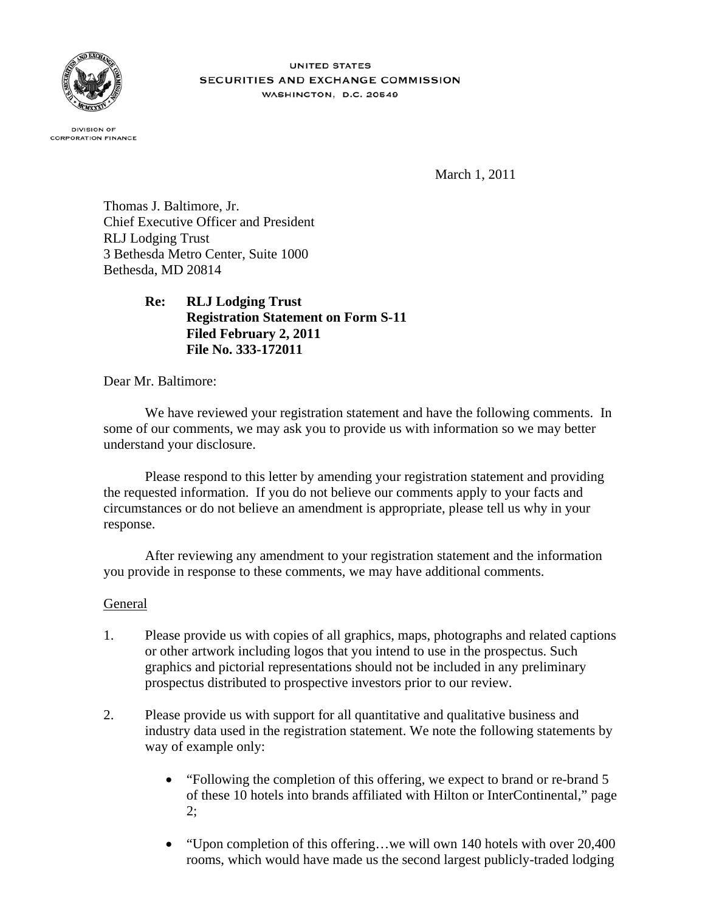UNITED STATES
SECURITIES AND EXCHANGE COMMISSION
WASHINGTON, D.C. 20549

DIVISION OF
CORPORATION FINANCE

March 1, 2011

Thomas J. Baltimore, Jr.
Chief Executive Officer and President
RLJ Lodging Trust
3 Bethesda Metro Center, Suite 1000
Bethesda, MD 20814

**Re: RLJ Lodging Trust**
**Registration Statement on Form S-11**
**Filed February 2, 2011**
**File No. 333-172011**

Dear Mr. Baltimore:

We have reviewed your registration statement and have the following comments. In some of our comments, we may ask you to provide us with information so we may better understand your disclosure.

Please respond to this letter by amending your registration statement and providing the requested information. If you do not believe our comments apply to your facts and circumstances or do not believe an amendment is appropriate, please tell us why in your response.

After reviewing any amendment to your registration statement and the information you provide in response to these comments, we may have additional comments.

General

1. Please provide us with copies of all graphics, maps, photographs and related captions or other artwork including logos that you intend to use in the prospectus. Such graphics and pictorial representations should not be included in any preliminary prospectus distributed to prospective investors prior to our review.

2. Please provide us with support for all quantitative and qualitative business and industry data used in the registration statement. We note the following statements by way of example only:

   - "Following the completion of this offering, we expect to brand or re-brand 5 of these 10 hotels into brands affiliated with Hilton or InterContinental," page 2;

   - "Upon completion of this offering…we will own 140 hotels with over 20,400 rooms, which would have made us the second largest publicly-traded lodging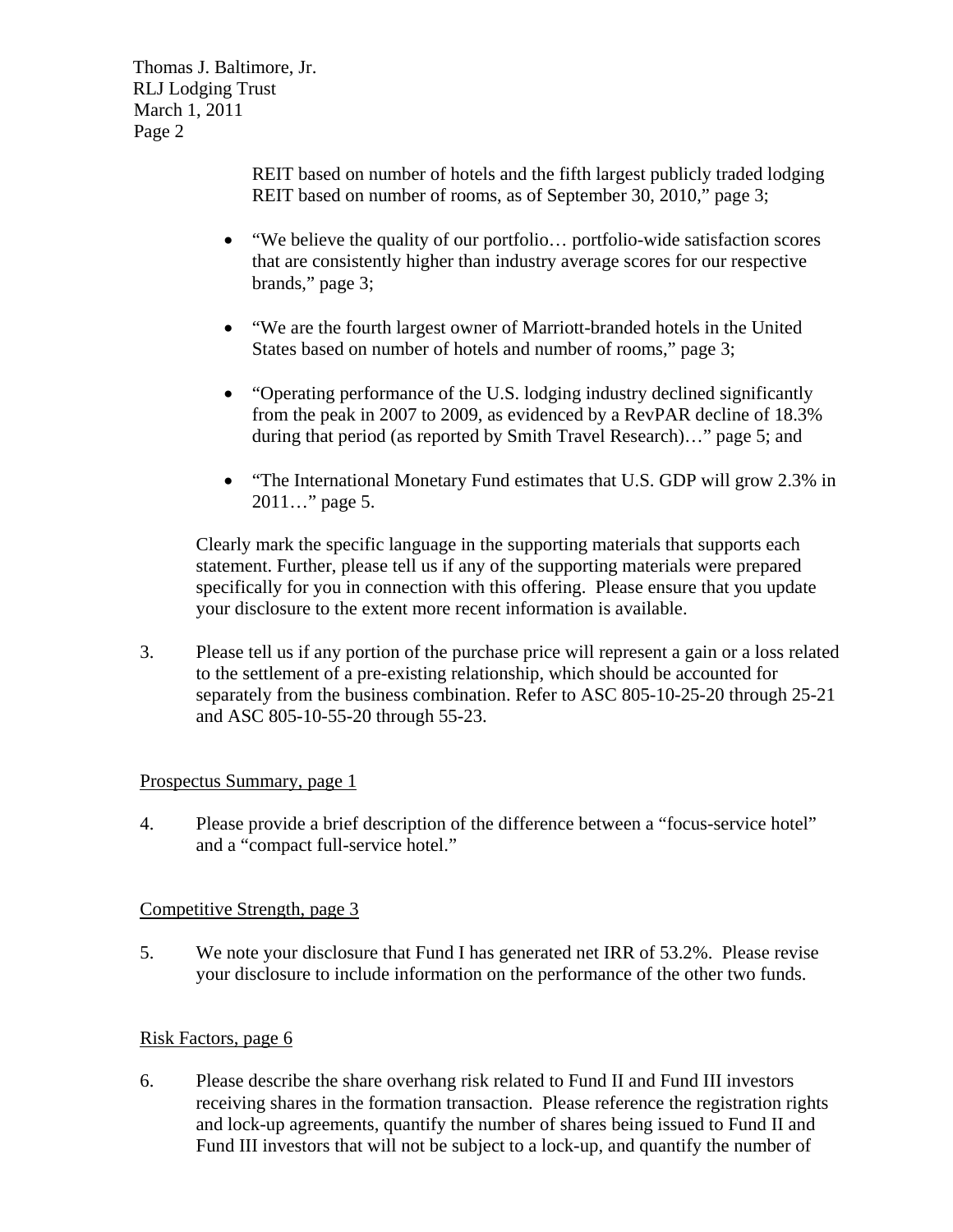REIT based on number of hotels and the fifth largest publicly traded lodging REIT based on number of rooms, as of September 30, 2010," page 3;

- "We believe the quality of our portfolio… portfolio-wide satisfaction scores that are consistently higher than industry average scores for our respective brands," page 3;
- "We are the fourth largest owner of Marriott-branded hotels in the United States based on number of hotels and number of rooms," page 3;
- "Operating performance of the U.S. lodging industry declined significantly from the peak in 2007 to 2009, as evidenced by a RevPAR decline of 18.3% during that period (as reported by Smith Travel Research)…" page 5; and
- "The International Monetary Fund estimates that U.S. GDP will grow 2.3% in 2011…" page 5.

Clearly mark the specific language in the supporting materials that supports each statement. Further, please tell us if any of the supporting materials were prepared specifically for you in connection with this offering. Please ensure that you update your disclosure to the extent more recent information is available.

3. Please tell us if any portion of the purchase price will represent a gain or a loss related to the settlement of a pre-existing relationship, which should be accounted for separately from the business combination. Refer to ASC 805-10-25-20 through 25-21 and ASC 805-10-55-20 through 55-23.

Prospectus Summary, page 1

4. Please provide a brief description of the difference between a "focus-service hotel" and a "compact full-service hotel."

Competitive Strength, page 3

5. We note your disclosure that Fund I has generated net IRR of 53.2%. Please revise your disclosure to include information on the performance of the other two funds.

Risk Factors, page 6

6. Please describe the share overhang risk related to Fund II and Fund III investors receiving shares in the formation transaction. Please reference the registration rights and lock-up agreements, quantify the number of shares being issued to Fund II and Fund III investors that will not be subject to a lock-up, and quantify the number of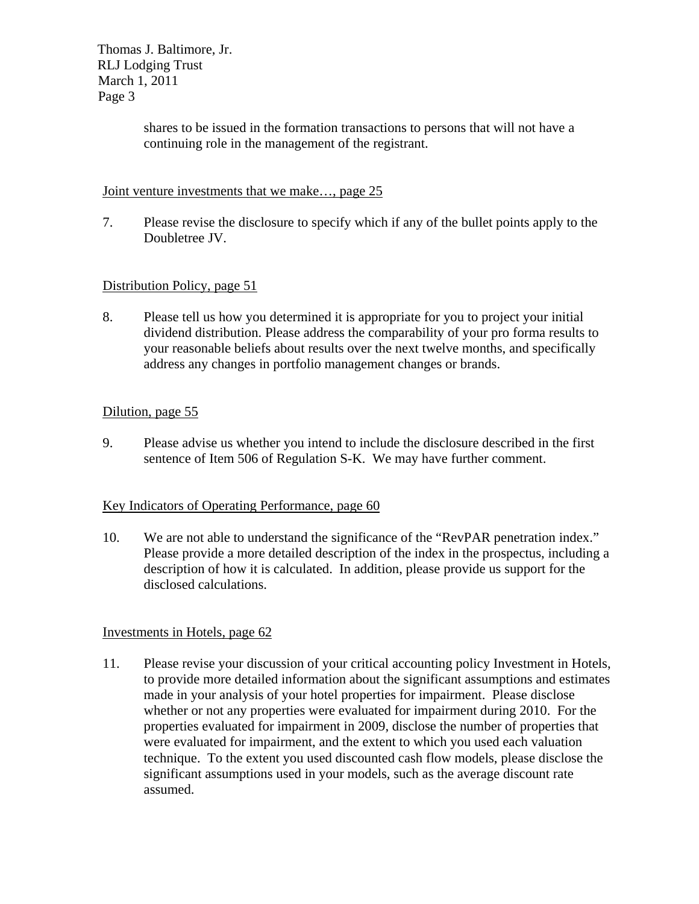shares to be issued in the formation transactions to persons that will not have a continuing role in the management of the registrant.

Joint venture investments that we make…, page 25

7. Please revise the disclosure to specify which if any of the bullet points apply to the Doubletree JV.

Distribution Policy, page 51

8. Please tell us how you determined it is appropriate for you to project your initial dividend distribution. Please address the comparability of your pro forma results to your reasonable beliefs about results over the next twelve months, and specifically address any changes in portfolio management changes or brands.

Dilution, page 55

9. Please advise us whether you intend to include the disclosure described in the first sentence of Item 506 of Regulation S-K. We may have further comment.

Key Indicators of Operating Performance, page 60

10. We are not able to understand the significance of the "RevPAR penetration index." Please provide a more detailed description of the index in the prospectus, including a description of how it is calculated. In addition, please provide us support for the disclosed calculations.

Investments in Hotels, page 62

11. Please revise your discussion of your critical accounting policy Investment in Hotels, to provide more detailed information about the significant assumptions and estimates made in your analysis of your hotel properties for impairment. Please disclose whether or not any properties were evaluated for impairment during 2010. For the properties evaluated for impairment in 2009, disclose the number of properties that were evaluated for impairment, and the extent to which you used each valuation technique. To the extent you used discounted cash flow models, please disclose the significant assumptions used in your models, such as the average discount rate assumed.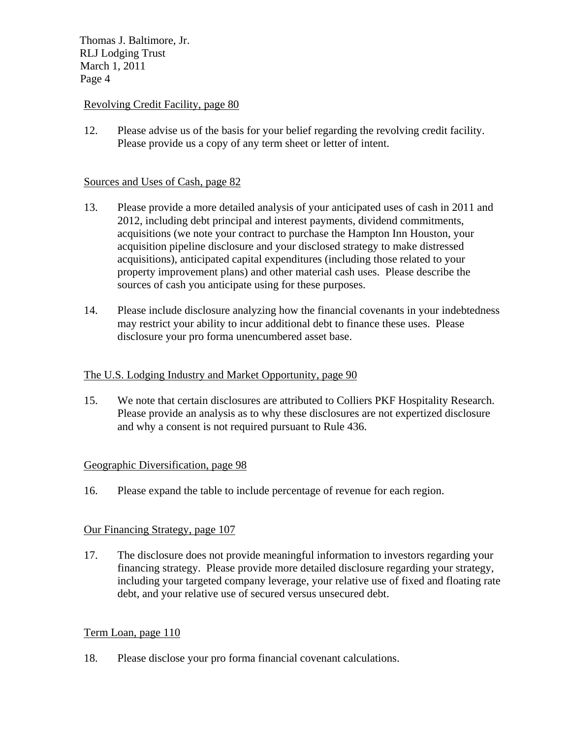Revolving Credit Facility, page 80

12. Please advise us of the basis for your belief regarding the revolving credit facility. Please provide us a copy of any term sheet or letter of intent.

Sources and Uses of Cash, page 82

13. Please provide a more detailed analysis of your anticipated uses of cash in 2011 and 2012, including debt principal and interest payments, dividend commitments, acquisitions (we note your contract to purchase the Hampton Inn Houston, your acquisition pipeline disclosure and your disclosed strategy to make distressed acquisitions), anticipated capital expenditures (including those related to your property improvement plans) and other material cash uses. Please describe the sources of cash you anticipate using for these purposes.

14. Please include disclosure analyzing how the financial covenants in your indebtedness may restrict your ability to incur additional debt to finance these uses. Please disclosure your pro forma unencumbered asset base.

The U.S. Lodging Industry and Market Opportunity, page 90

15. We note that certain disclosures are attributed to Colliers PKF Hospitality Research. Please provide an analysis as to why these disclosures are not expertized disclosure and why a consent is not required pursuant to Rule 436.

Geographic Diversification, page 98

16. Please expand the table to include percentage of revenue for each region.

Our Financing Strategy, page 107

17. The disclosure does not provide meaningful information to investors regarding your financing strategy. Please provide more detailed disclosure regarding your strategy, including your targeted company leverage, your relative use of fixed and floating rate debt, and your relative use of secured versus unsecured debt.

Term Loan, page 110

18. Please disclose your pro forma financial covenant calculations.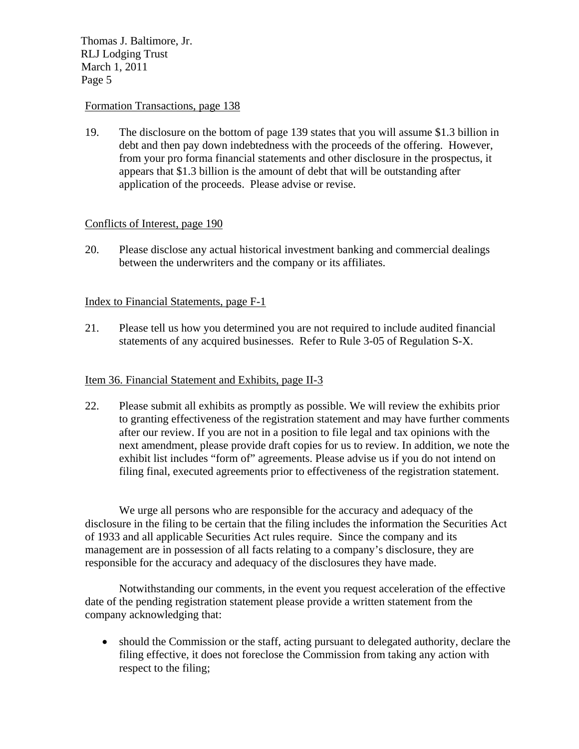Formation Transactions, page 138

19. The disclosure on the bottom of page 139 states that you will assume $1.3 billion in debt and then pay down indebtedness with the proceeds of the offering. However, from your pro forma financial statements and other disclosure in the prospectus, it appears that $1.3 billion is the amount of debt that will be outstanding after application of the proceeds. Please advise or revise.

Conflicts of Interest, page 190

20. Please disclose any actual historical investment banking and commercial dealings between the underwriters and the company or its affiliates.

Index to Financial Statements, page F-1

21. Please tell us how you determined you are not required to include audited financial statements of any acquired businesses. Refer to Rule 3-05 of Regulation S-X.

Item 36. Financial Statement and Exhibits, page II-3

22. Please submit all exhibits as promptly as possible. We will review the exhibits prior to granting effectiveness of the registration statement and may have further comments after our review. If you are not in a position to file legal and tax opinions with the next amendment, please provide draft copies for us to review. In addition, we note the exhibit list includes "form of" agreements. Please advise us if you do not intend on filing final, executed agreements prior to effectiveness of the registration statement.

We urge all persons who are responsible for the accuracy and adequacy of the disclosure in the filing to be certain that the filing includes the information the Securities Act of 1933 and all applicable Securities Act rules require. Since the company and its management are in possession of all facts relating to a company's disclosure, they are responsible for the accuracy and adequacy of the disclosures they have made.

Notwithstanding our comments, in the event you request acceleration of the effective date of the pending registration statement please provide a written statement from the company acknowledging that:

- should the Commission or the staff, acting pursuant to delegated authority, declare the filing effective, it does not foreclose the Commission from taking any action with respect to the filing;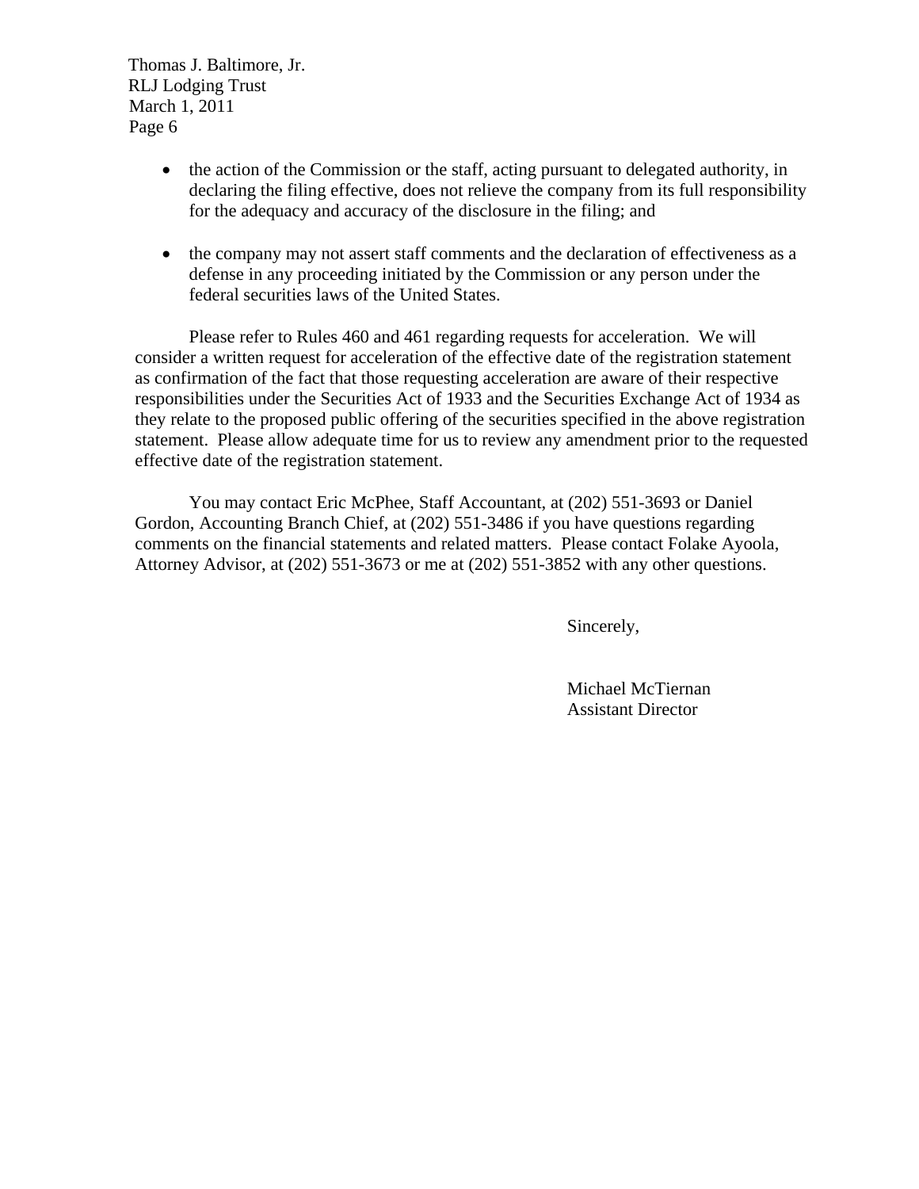- the action of the Commission or the staff, acting pursuant to delegated authority, in declaring the filing effective, does not relieve the company from its full responsibility for the adequacy and accuracy of the disclosure in the filing; and

- the company may not assert staff comments and the declaration of effectiveness as a defense in any proceeding initiated by the Commission or any person under the federal securities laws of the United States.

Please refer to Rules 460 and 461 regarding requests for acceleration. We will consider a written request for acceleration of the effective date of the registration statement as confirmation of the fact that those requesting acceleration are aware of their respective responsibilities under the Securities Act of 1933 and the Securities Exchange Act of 1934 as they relate to the proposed public offering of the securities specified in the above registration statement. Please allow adequate time for us to review any amendment prior to the requested effective date of the registration statement.

You may contact Eric McPhee, Staff Accountant, at (202) 551-3693 or Daniel Gordon, Accounting Branch Chief, at (202) 551-3486 if you have questions regarding comments on the financial statements and related matters. Please contact Folake Ayoola, Attorney Advisor, at (202) 551-3673 or me at (202) 551-3852 with any other questions.

Sincerely,

Michael McTiernan
Assistant Director